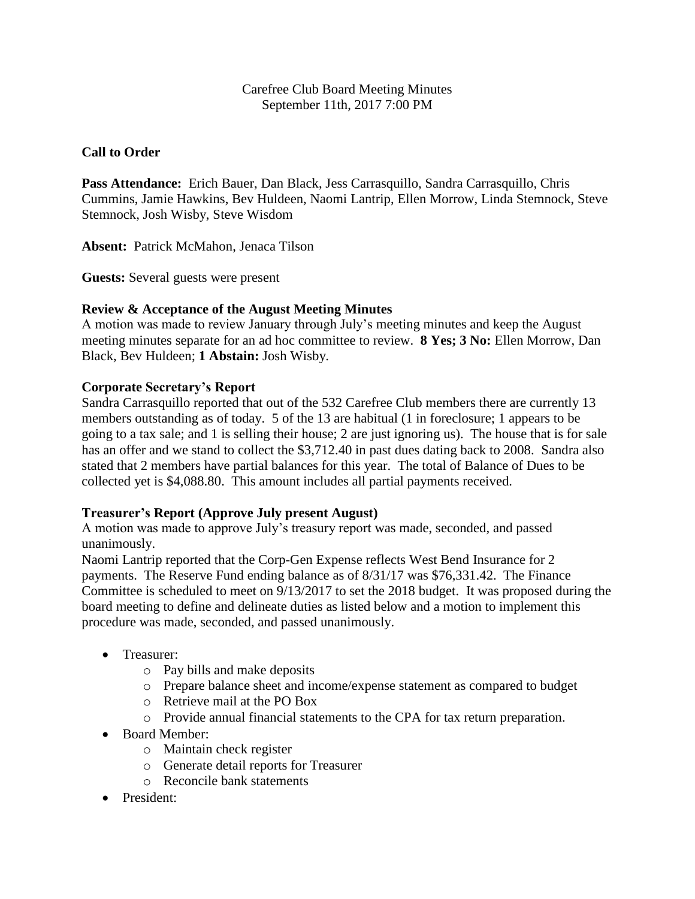Carefree Club Board Meeting Minutes
September 11th, 2017 7:00 PM

**Call to Order**

**Pass Attendance:** Erich Bauer, Dan Black, Jess Carrasquillo, Sandra Carrasquillo, Chris Cummins, Jamie Hawkins, Bev Huldeen, Naomi Lantrip, Ellen Morrow, Linda Stemnock, Steve Stemnock, Josh Wisby, Steve Wisdom

**Absent:** Patrick McMahon, Jenaca Tilson

**Guests:** Several guests were present

**Review & Acceptance of the August Meeting Minutes**

A motion was made to review January through July's meeting minutes and keep the August meeting minutes separate for an ad hoc committee to review. **8 Yes; 3 No:** Ellen Morrow, Dan Black, Bev Huldeen; **1 Abstain:** Josh Wisby.

**Corporate Secretary's Report**

Sandra Carrasquillo reported that out of the 532 Carefree Club members there are currently 13 members outstanding as of today. 5 of the 13 are habitual (1 in foreclosure; 1 appears to be going to a tax sale; and 1 is selling their house; 2 are just ignoring us). The house that is for sale has an offer and we stand to collect the $3,712.40 in past dues dating back to 2008. Sandra also stated that 2 members have partial balances for this year. The total of Balance of Dues to be collected yet is $4,088.80. This amount includes all partial payments received.

**Treasurer's Report (Approve July present August)**

A motion was made to approve July's treasury report was made, seconded, and passed unanimously.

Naomi Lantrip reported that the Corp-Gen Expense reflects West Bend Insurance for 2 payments. The Reserve Fund ending balance as of 8/31/17 was $76,331.42. The Finance Committee is scheduled to meet on 9/13/2017 to set the 2018 budget. It was proposed during the board meeting to define and delineate duties as listed below and a motion to implement this procedure was made, seconded, and passed unanimously.

- Treasurer:
  - Pay bills and make deposits
  - Prepare balance sheet and income/expense statement as compared to budget
  - Retrieve mail at the PO Box
  - Provide annual financial statements to the CPA for tax return preparation.
- Board Member:
  - Maintain check register
  - Generate detail reports for Treasurer
  - Reconcile bank statements
- President: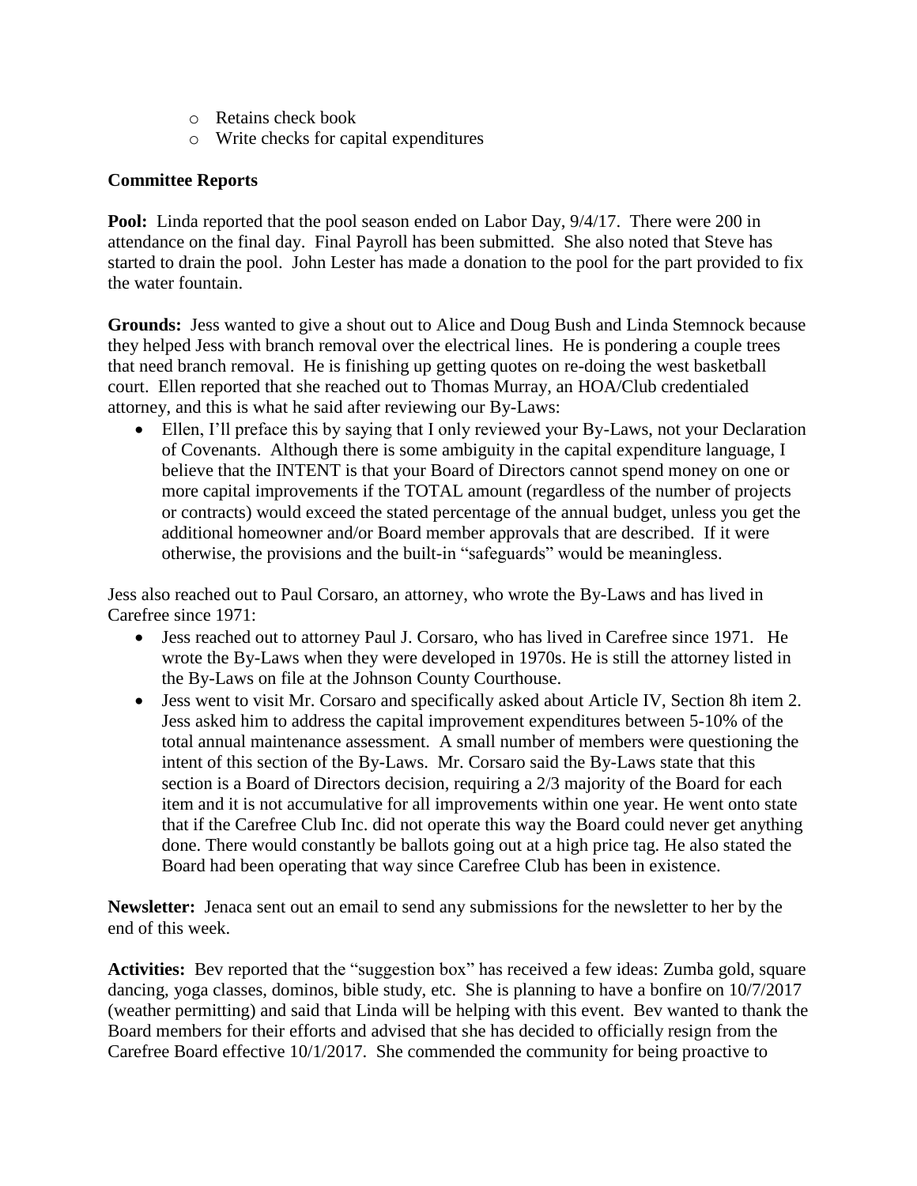- Retains check book
  - Write checks for capital expenditures

**Committee Reports**

**Pool:** Linda reported that the pool season ended on Labor Day, 9/4/17. There were 200 in attendance on the final day. Final Payroll has been submitted. She also noted that Steve has started to drain the pool. John Lester has made a donation to the pool for the part provided to fix the water fountain.

**Grounds:** Jess wanted to give a shout out to Alice and Doug Bush and Linda Stemnock because they helped Jess with branch removal over the electrical lines. He is pondering a couple trees that need branch removal. He is finishing up getting quotes on re-doing the west basketball court. Ellen reported that she reached out to Thomas Murray, an HOA/Club credentialed attorney, and this is what he said after reviewing our By-Laws:

- Ellen, I'll preface this by saying that I only reviewed your By-Laws, not your Declaration of Covenants. Although there is some ambiguity in the capital expenditure language, I believe that the INTENT is that your Board of Directors cannot spend money on one or more capital improvements if the TOTAL amount (regardless of the number of projects or contracts) would exceed the stated percentage of the annual budget, unless you get the additional homeowner and/or Board member approvals that are described. If it were otherwise, the provisions and the built-in "safeguards" would be meaningless.

Jess also reached out to Paul Corsaro, an attorney, who wrote the By-Laws and has lived in Carefree since 1971:

- Jess reached out to attorney Paul J. Corsaro, who has lived in Carefree since 1971. He wrote the By-Laws when they were developed in 1970s. He is still the attorney listed in the By-Laws on file at the Johnson County Courthouse.
- Jess went to visit Mr. Corsaro and specifically asked about Article IV, Section 8h item 2. Jess asked him to address the capital improvement expenditures between 5-10% of the total annual maintenance assessment. A small number of members were questioning the intent of this section of the By-Laws. Mr. Corsaro said the By-Laws state that this section is a Board of Directors decision, requiring a 2/3 majority of the Board for each item and it is not accumulative for all improvements within one year. He went onto state that if the Carefree Club Inc. did not operate this way the Board could never get anything done. There would constantly be ballots going out at a high price tag. He also stated the Board had been operating that way since Carefree Club has been in existence.

**Newsletter:** Jenaca sent out an email to send any submissions for the newsletter to her by the end of this week.

**Activities:** Bev reported that the "suggestion box" has received a few ideas: Zumba gold, square dancing, yoga classes, dominos, bible study, etc. She is planning to have a bonfire on 10/7/2017 (weather permitting) and said that Linda will be helping with this event. Bev wanted to thank the Board members for their efforts and advised that she has decided to officially resign from the Carefree Board effective 10/1/2017. She commended the community for being proactive to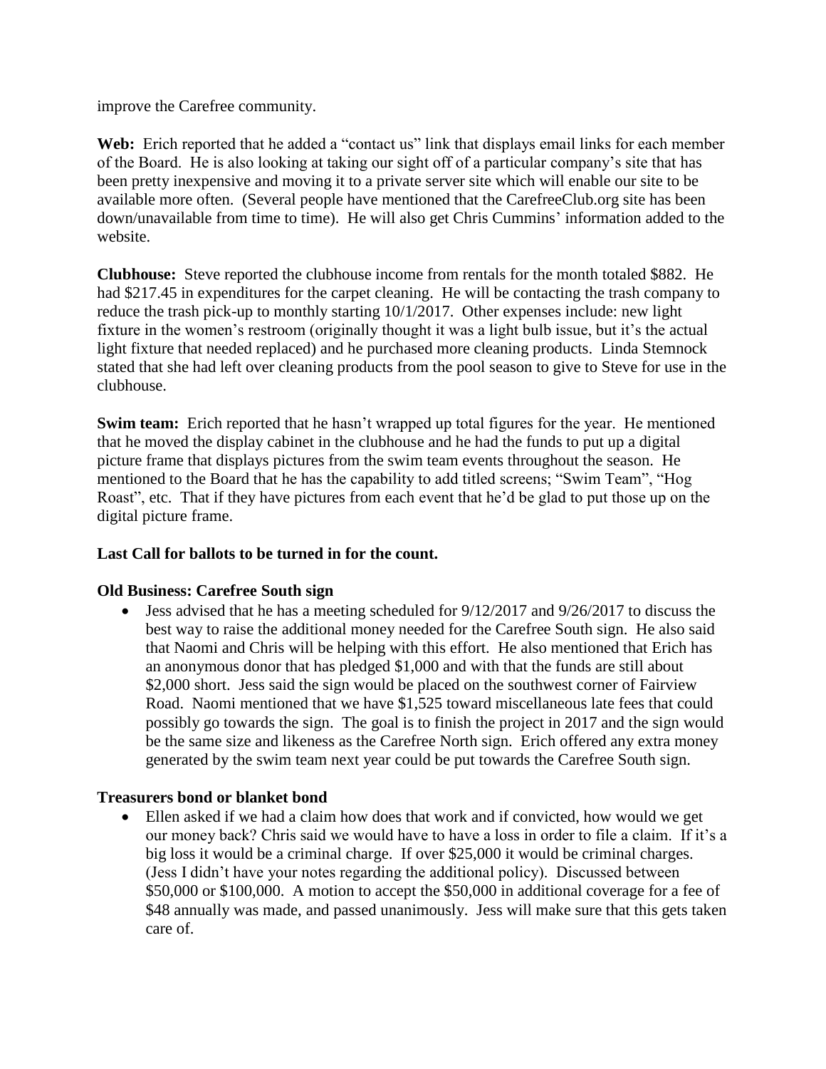improve the Carefree community.

**Web:** Erich reported that he added a "contact us" link that displays email links for each member of the Board. He is also looking at taking our sight off of a particular company's site that has been pretty inexpensive and moving it to a private server site which will enable our site to be available more often. (Several people have mentioned that the CarefreeClub.org site has been down/unavailable from time to time). He will also get Chris Cummins' information added to the website.

**Clubhouse:** Steve reported the clubhouse income from rentals for the month totaled $882. He had $217.45 in expenditures for the carpet cleaning. He will be contacting the trash company to reduce the trash pick-up to monthly starting 10/1/2017. Other expenses include: new light fixture in the women's restroom (originally thought it was a light bulb issue, but it's the actual light fixture that needed replaced) and he purchased more cleaning products. Linda Stemnock stated that she had left over cleaning products from the pool season to give to Steve for use in the clubhouse.

**Swim team:** Erich reported that he hasn't wrapped up total figures for the year. He mentioned that he moved the display cabinet in the clubhouse and he had the funds to put up a digital picture frame that displays pictures from the swim team events throughout the season. He mentioned to the Board that he has the capability to add titled screens; "Swim Team", "Hog Roast", etc. That if they have pictures from each event that he'd be glad to put those up on the digital picture frame.

**Last Call for ballots to be turned in for the count.**

**Old Business: Carefree South sign**

- Jess advised that he has a meeting scheduled for 9/12/2017 and 9/26/2017 to discuss the best way to raise the additional money needed for the Carefree South sign. He also said that Naomi and Chris will be helping with this effort. He also mentioned that Erich has an anonymous donor that has pledged $1,000 and with that the funds are still about $2,000 short. Jess said the sign would be placed on the southwest corner of Fairview Road. Naomi mentioned that we have $1,525 toward miscellaneous late fees that could possibly go towards the sign. The goal is to finish the project in 2017 and the sign would be the same size and likeness as the Carefree North sign. Erich offered any extra money generated by the swim team next year could be put towards the Carefree South sign.

**Treasurers bond or blanket bond**

- Ellen asked if we had a claim how does that work and if convicted, how would we get our money back? Chris said we would have to have a loss in order to file a claim. If it's a big loss it would be a criminal charge. If over $25,000 it would be criminal charges. (Jess I didn't have your notes regarding the additional policy). Discussed between $50,000 or $100,000. A motion to accept the $50,000 in additional coverage for a fee of $48 annually was made, and passed unanimously. Jess will make sure that this gets taken care of.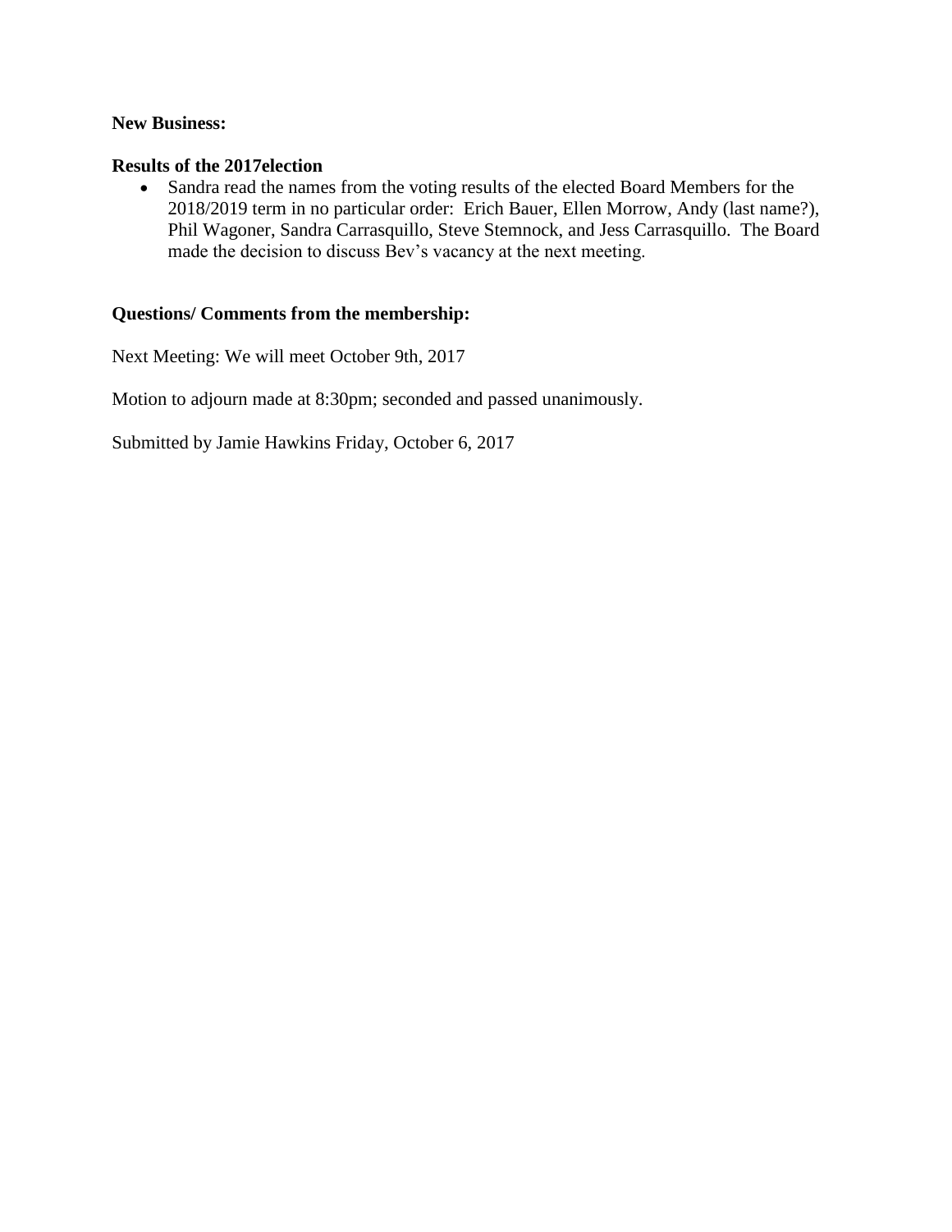**New Business:**

**Results of the 2017election**

- Sandra read the names from the voting results of the elected Board Members for the 2018/2019 term in no particular order: Erich Bauer, Ellen Morrow, Andy (last name?), Phil Wagoner, Sandra Carrasquillo, Steve Stemnock, and Jess Carrasquillo. The Board made the decision to discuss Bev's vacancy at the next meeting.

**Questions/ Comments from the membership:**

Next Meeting: We will meet October 9th, 2017

Motion to adjourn made at 8:30pm; seconded and passed unanimously.

Submitted by Jamie Hawkins Friday, October 6, 2017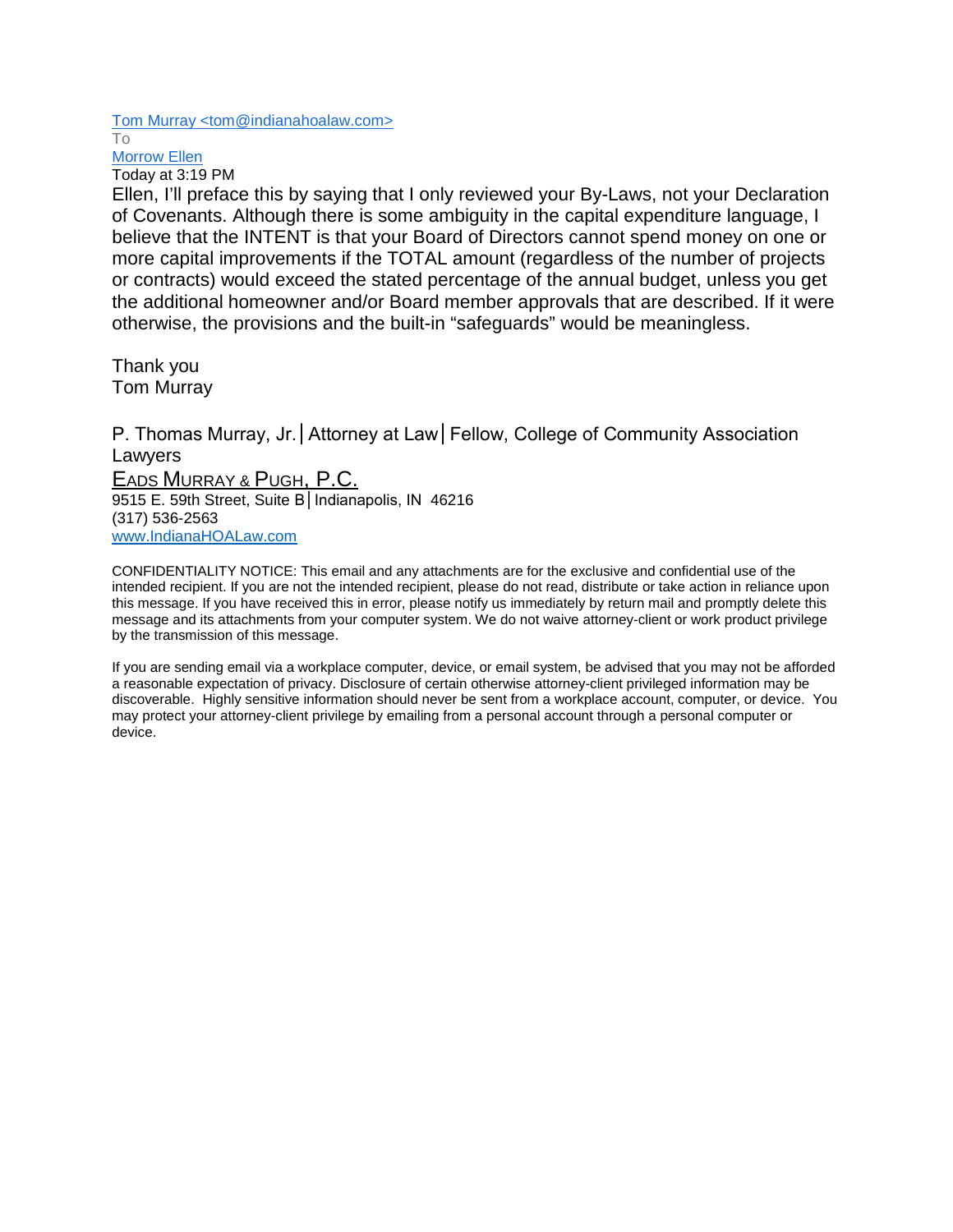[Tom Murray <tom@indianahoalaw.com>](mailto:tom@indianahoalaw.com)
To
Morrow Ellen
Today at 3:19 PM

Ellen, I'll preface this by saying that I only reviewed your By-Laws, not your Declaration of Covenants. Although there is some ambiguity in the capital expenditure language, I believe that the INTENT is that your Board of Directors cannot spend money on one or more capital improvements if the TOTAL amount (regardless of the number of projects or contracts) would exceed the stated percentage of the annual budget, unless you get the additional homeowner and/or Board member approvals that are described. If it were otherwise, the provisions and the built-in "safeguards" would be meaningless.

Thank you
Tom Murray

P. Thomas Murray, Jr.│Attorney at Law│Fellow, College of Community Association Lawyers
EADS MURRAY & PUGH, P.C.
9515 E. 59th Street, Suite B│Indianapolis, IN 46216
(317) 536-2563
www.IndianaHOALaw.com

CONFIDENTIALITY NOTICE: This email and any attachments are for the exclusive and confidential use of the intended recipient. If you are not the intended recipient, please do not read, distribute or take action in reliance upon this message. If you have received this in error, please notify us immediately by return mail and promptly delete this message and its attachments from your computer system. We do not waive attorney-client or work product privilege by the transmission of this message.

If you are sending email via a workplace computer, device, or email system, be advised that you may not be afforded a reasonable expectation of privacy. Disclosure of certain otherwise attorney-client privileged information may be discoverable. Highly sensitive information should never be sent from a workplace account, computer, or device. You may protect your attorney-client privilege by emailing from a personal account through a personal computer or device.